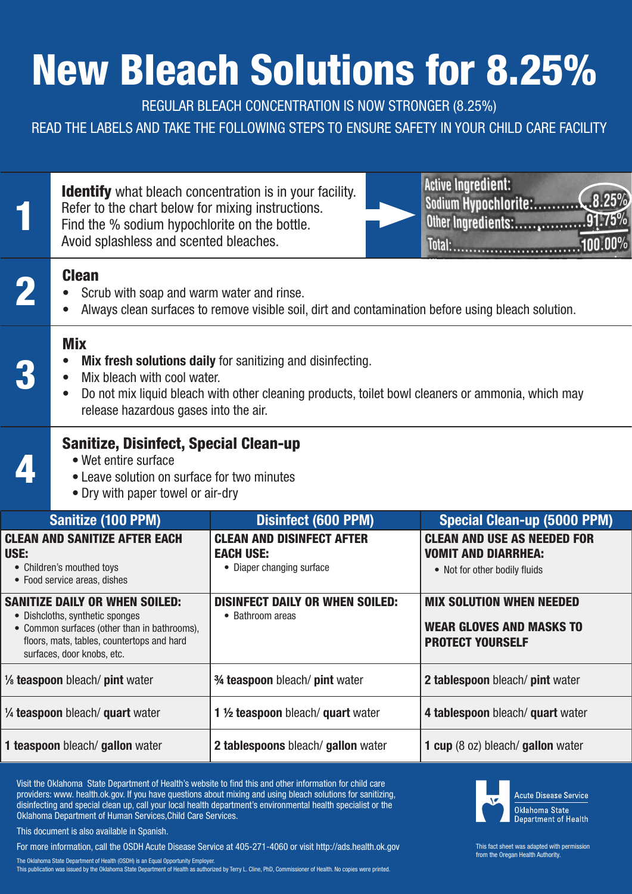# New Bleach Solutions for 8.25%

REGULAR BLEACH CONCENTRATION IS NOW STRONGER (8.25%)

READ THE LABELS AND TAKE THE FOLLOWING STEPS TO ENSURE SAFETY IN YOUR CHILD CARE FACILITY

## 1

**Identify** what bleach concentration is in your facility. Refer to the chart below for mixing instructions. Find the % sodium hypochlorite on the bottle. Avoid splashless and scented bleaches.

Active Ingredient:
Sodium Hypochlorite:..........8.25%
Other Ingredients:..............91.75%
Total:..............................100.00%

## 2

### Clean

- Scrub with soap and warm water and rinse.
- Always clean surfaces to remove visible soil, dirt and contamination before using bleach solution.

## 3

### Mix

- **Mix fresh solutions daily** for sanitizing and disinfecting.
- Mix bleach with cool water.
- Do not mix liquid bleach with other cleaning products, toilet bowl cleaners or ammonia, which may release hazardous gases into the air.

## 4

### Sanitize, Disinfect, Special Clean-up

- Wet entire surface
- Leave solution on surface for two minutes
- Dry with paper towel or air-dry

| Sanitize (100 PPM) | Disinfect (600 PPM) | Special Clean-up (5000 PPM) |
|---|---|---|
| **CLEAN AND SANITIZE AFTER EACH USE:** • Children's mouthed toys • Food service areas, dishes | **CLEAN AND DISINFECT AFTER EACH USE:** • Diaper changing surface | **CLEAN AND USE AS NEEDED FOR VOMIT AND DIARRHEA:** • Not for other bodily fluids |
| **SANITIZE DAILY OR WHEN SOILED:** • Dishcloths, synthetic sponges • Common surfaces (other than in bathrooms), floors, mats, tables, countertops and hard surfaces, door knobs, etc. | **DISINFECT DAILY OR WHEN SOILED:** • Bathroom areas | **MIX SOLUTION WHEN NEEDED** **WEAR GLOVES AND MASKS TO PROTECT YOURSELF** |
| ⅛ **teaspoon** bleach/ **pint** water | ¾ **teaspoon** bleach/ **pint** water | **2 tablespoon** bleach/ **pint** water |
| ¼ **teaspoon** bleach/ **quart** water | **1 ½ teaspoon** bleach/ **quart** water | **4 tablespoon** bleach/ **quart** water |
| **1 teaspoon** bleach/ **gallon** water | **2 tablespoons** bleach/ **gallon** water | **1 cup** (8 oz) bleach/ **gallon** water |

Visit the Oklahoma State Department of Health's website to find this and other information for child care providers: www. health.ok.gov. If you have questions about mixing and using bleach solutions for sanitizing, disinfecting and special clean up, call your local health department's environmental health specialist or the Oklahoma Department of Human Services,Child Care Services.

This document is also available in Spanish.

For more information, call the OSDH Acute Disease Service at 405-271-4060 or visit http://ads.health.ok.gov

Acute Disease Service
Oklahoma State Department of Health

This fact sheet was adapted with permission from the Oregan Health Authority.

The Oklahoma State Department of Health (OSDH) is an Equal Opportunity Employer.
This publication was issued by the Oklahoma State Department of Health as authorized by Terry L. Cline, PhD, Commissioner of Health. No copies were printed.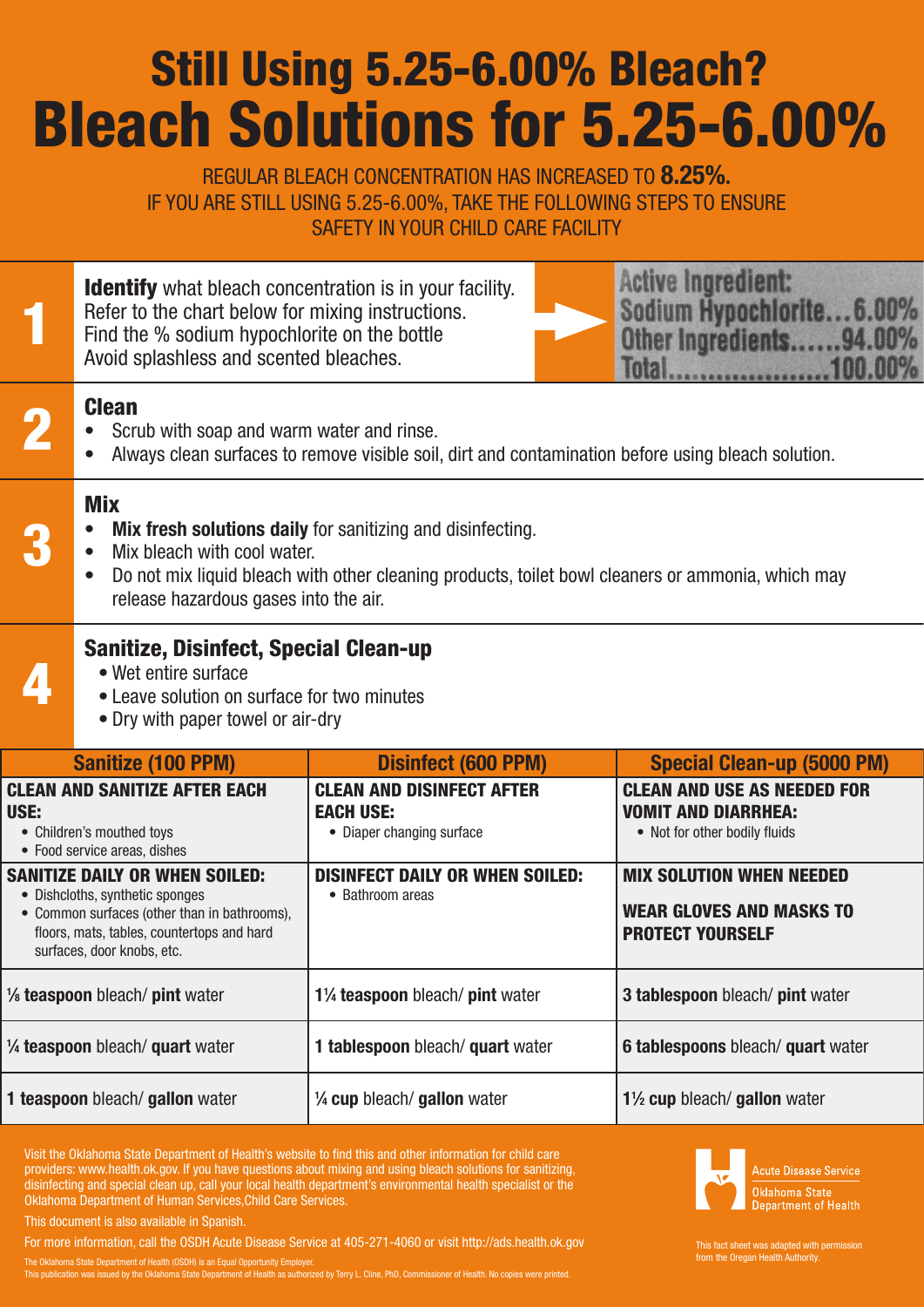# Still Using 5.25-6.00% Bleach?

# Bleach Solutions for 5.25-6.00%

REGULAR BLEACH CONCENTRATION HAS INCREASED TO **8.25%.**
IF YOU ARE STILL USING 5.25-6.00%, TAKE THE FOLLOWING STEPS TO ENSURE SAFETY IN YOUR CHILD CARE FACILITY

## 1

**Identify** what bleach concentration is in your facility.
Refer to the chart below for mixing instructions.
Find the % sodium hypochlorite on the bottle
Avoid splashless and scented bleaches.

Active Ingredient:
Sodium Hypochlorite...6.00%
Other Ingredients......94.00%
Total......................100.00%

## 2 Clean

- Scrub with soap and warm water and rinse.
- Always clean surfaces to remove visible soil, dirt and contamination before using bleach solution.

## 3 Mix

- **Mix fresh solutions daily** for sanitizing and disinfecting.
- Mix bleach with cool water.
- Do not mix liquid bleach with other cleaning products, toilet bowl cleaners or ammonia, which may release hazardous gases into the air.

## 4 Sanitize, Disinfect, Special Clean-up

- Wet entire surface
- Leave solution on surface for two minutes
- Dry with paper towel or air-dry

| Sanitize (100 PPM) | Disinfect (600 PPM) | Special Clean-up (5000 PM) |
|---|---|---|
| **CLEAN AND SANITIZE AFTER EACH USE:** • Children's mouthed toys • Food service areas, dishes | **CLEAN AND DISINFECT AFTER EACH USE:** • Diaper changing surface | **CLEAN AND USE AS NEEDED FOR VOMIT AND DIARRHEA:** • Not for other bodily fluids |
| **SANITIZE DAILY OR WHEN SOILED:** • Dishcloths, synthetic sponges • Common surfaces (other than in bathrooms), floors, mats, tables, countertops and hard surfaces, door knobs, etc. | **DISINFECT DAILY OR WHEN SOILED:** • Bathroom areas | **MIX SOLUTION WHEN NEEDED** **WEAR GLOVES AND MASKS TO PROTECT YOURSELF** |
| ⅛ **teaspoon** bleach/ **pint** water | 1¼ **teaspoon** bleach/ **pint** water | **3 tablespoon** bleach/ **pint** water |
| ¼ **teaspoon** bleach/ **quart** water | **1 tablespoon** bleach/ **quart** water | **6 tablespoons** bleach/ **quart** water |
| **1 teaspoon** bleach/ **gallon** water | ¼ **cup** bleach/ **gallon** water | 1½ **cup** bleach/ **gallon** water |

Visit the Oklahoma State Department of Health's website to find this and other information for child care providers: www.health.ok.gov. If you have questions about mixing and using bleach solutions for sanitizing, disinfecting and special clean up, call your local health department's environmental health specialist or the Oklahoma Department of Human Services,Child Care Services.

This document is also available in Spanish.

For more information, call the OSDH Acute Disease Service at 405-271-4060 or visit http://ads.health.ok.gov

The Oklahoma State Department of Health (OSDH) is an Equal Opportunity Employer.
This publication was issued by the Oklahoma State Department of Health as authorized by Terry L. Cline, PhD, Commissioner of Health. No copies were printed.

Acute Disease Service
Oklahoma State Department of Health

This fact sheet was adapted with permission from the Oregon Health Authority.